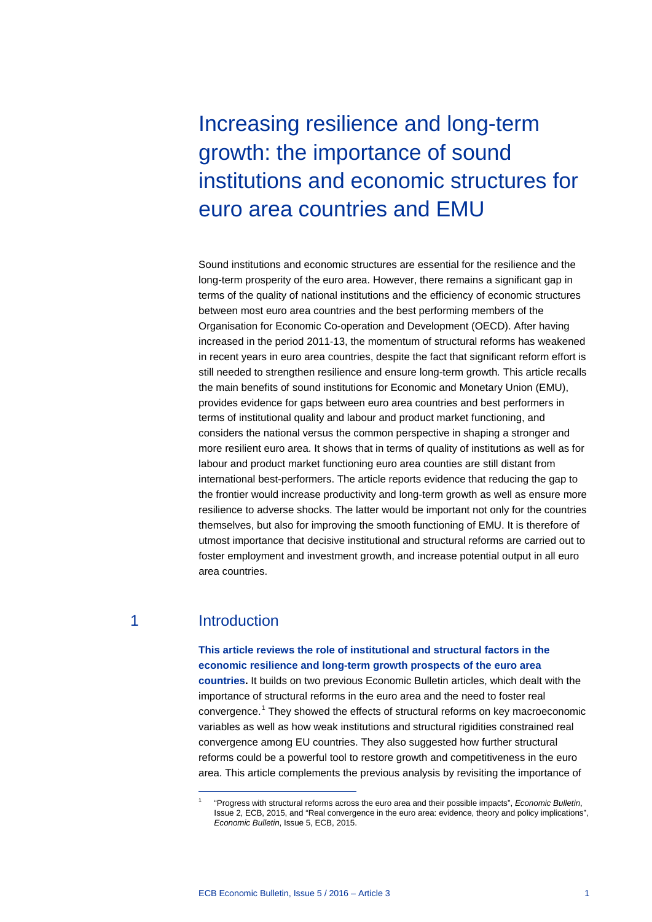# Increasing resilience and long-term growth: the importance of sound institutions and economic structures for euro area countries and EMU

Sound institutions and economic structures are essential for the resilience and the long-term prosperity of the euro area. However, there remains a significant gap in terms of the quality of national institutions and the efficiency of economic structures between most euro area countries and the best performing members of the Organisation for Economic Co-operation and Development (OECD). After having increased in the period 2011-13, the momentum of structural reforms has weakened in recent years in euro area countries, despite the fact that significant reform effort is still needed to strengthen resilience and ensure long-term growth. This article recalls the main benefits of sound institutions for Economic and Monetary Union (EMU), provides evidence for gaps between euro area countries and best performers in terms of institutional quality and labour and product market functioning, and considers the national versus the common perspective in shaping a stronger and more resilient euro area. It shows that in terms of quality of institutions as well as for labour and product market functioning euro area counties are still distant from international best-performers. The article reports evidence that reducing the gap to the frontier would increase productivity and long-term growth as well as ensure more resilience to adverse shocks. The latter would be important not only for the countries themselves, but also for improving the smooth functioning of EMU. It is therefore of utmost importance that decisive institutional and structural reforms are carried out to foster employment and investment growth, and increase potential output in all euro area countries.

## 1 Introduction

**This article reviews the role of institutional and structural factors in the economic resilience and long-term growth prospects of the euro area countries.** It builds on two previous Economic Bulletin articles, which dealt with the importance of structural reforms in the euro area and the need to foster real convergence.[1] They showed the effects of structural reforms on key macroeconomic variables as well as how weak institutions and structural rigidities constrained real convergence among EU countries. They also suggested how further structural reforms could be a powerful tool to restore growth and competitiveness in the euro area. This article complements the previous analysis by revisiting the importance of

---

[1] "Progress with structural reforms across the euro area and their possible impacts", *Economic Bulletin*, Issue 2, ECB, 2015, and "Real convergence in the euro area: evidence, theory and policy implications", *Economic Bulletin*, Issue 5, ECB, 2015.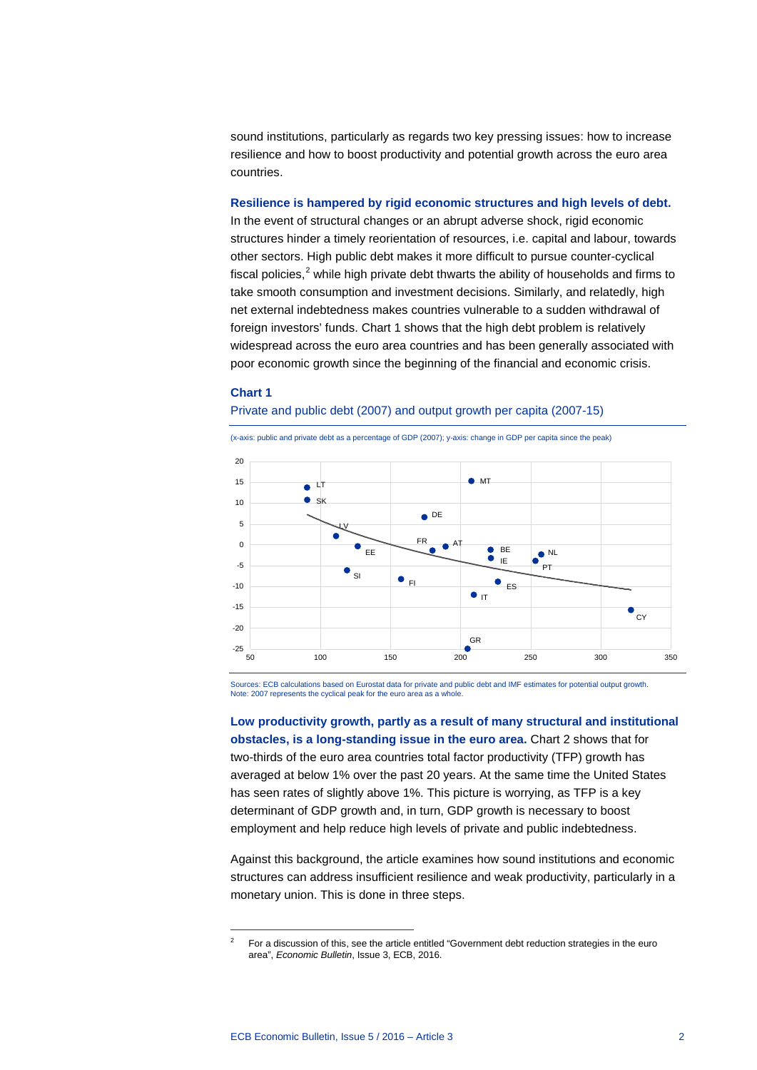sound institutions, particularly as regards two key pressing issues: how to increase resilience and how to boost productivity and potential growth across the euro area countries.

**Resilience is hampered by rigid economic structures and high levels of debt.** In the event of structural changes or an abrupt adverse shock, rigid economic structures hinder a timely reorientation of resources, i.e. capital and labour, towards other sectors. High public debt makes it more difficult to pursue counter-cyclical fiscal policies,[2] while high private debt thwarts the ability of households and firms to take smooth consumption and investment decisions. Similarly, and relatedly, high net external indebtedness makes countries vulnerable to a sudden withdrawal of foreign investors' funds. Chart 1 shows that the high debt problem is relatively widespread across the euro area countries and has been generally associated with poor economic growth since the beginning of the financial and economic crisis.

### Chart 1

Private and public debt (2007) and output growth per capita (2007-15)

(x-axis: public and private debt as a percentage of GDP (2007); y-axis: change in GDP per capita since the peak)

Sources: ECB calculations based on Eurostat data for private and public debt and IMF estimates for potential output growth.
Note: 2007 represents the cyclical peak for the euro area as a whole.

**Low productivity growth, partly as a result of many structural and institutional obstacles, is a long-standing issue in the euro area.** Chart 2 shows that for two-thirds of the euro area countries total factor productivity (TFP) growth has averaged at below 1% over the past 20 years. At the same time the United States has seen rates of slightly above 1%. This picture is worrying, as TFP is a key determinant of GDP growth and, in turn, GDP growth is necessary to boost employment and help reduce high levels of private and public indebtedness.

Against this background, the article examines how sound institutions and economic structures can address insufficient resilience and weak productivity, particularly in a monetary union. This is done in three steps.

---

[2] For a discussion of this, see the article entitled "Government debt reduction strategies in the euro area", *Economic Bulletin*, Issue 3, ECB, 2016.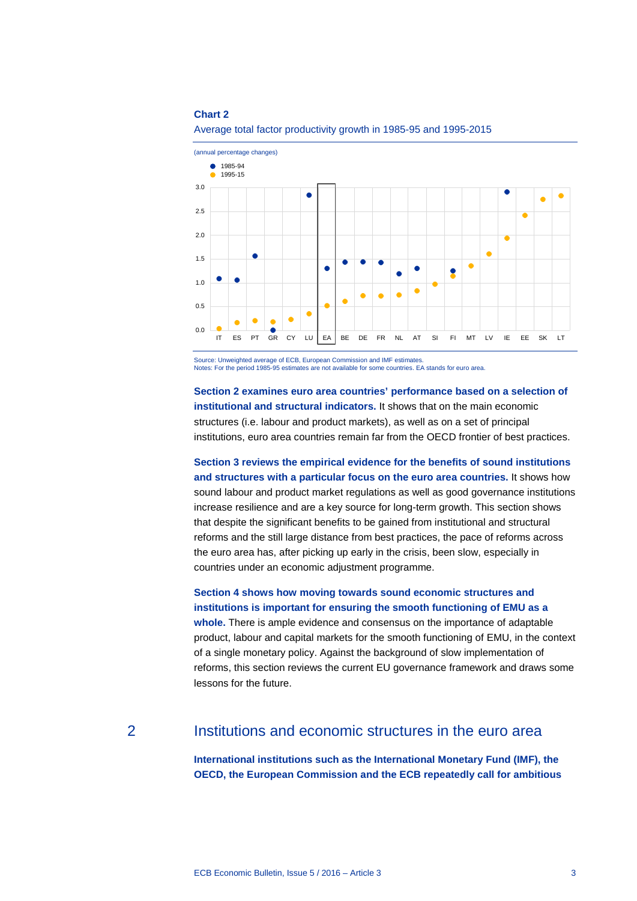**Chart 2**

Average total factor productivity growth in 1985-95 and 1995-2015

(annual percentage changes)

Source: Unweighted average of ECB, European Commission and IMF estimates.
Notes: For the period 1985-95 estimates are not available for some countries. EA stands for euro area.

**Section 2 examines euro area countries' performance based on a selection of institutional and structural indicators.** It shows that on the main economic structures (i.e. labour and product markets), as well as on a set of principal institutions, euro area countries remain far from the OECD frontier of best practices.

**Section 3 reviews the empirical evidence for the benefits of sound institutions and structures with a particular focus on the euro area countries.** It shows how sound labour and product market regulations as well as good governance institutions increase resilience and are a key source for long-term growth. This section shows that despite the significant benefits to be gained from institutional and structural reforms and the still large distance from best practices, the pace of reforms across the euro area has, after picking up early in the crisis, been slow, especially in countries under an economic adjustment programme.

**Section 4 shows how moving towards sound economic structures and institutions is important for ensuring the smooth functioning of EMU as a whole.** There is ample evidence and consensus on the importance of adaptable product, labour and capital markets for the smooth functioning of EMU, in the context of a single monetary policy. Against the background of slow implementation of reforms, this section reviews the current EU governance framework and draws some lessons for the future.

## 2 Institutions and economic structures in the euro area

**International institutions such as the International Monetary Fund (IMF), the OECD, the European Commission and the ECB repeatedly call for ambitious**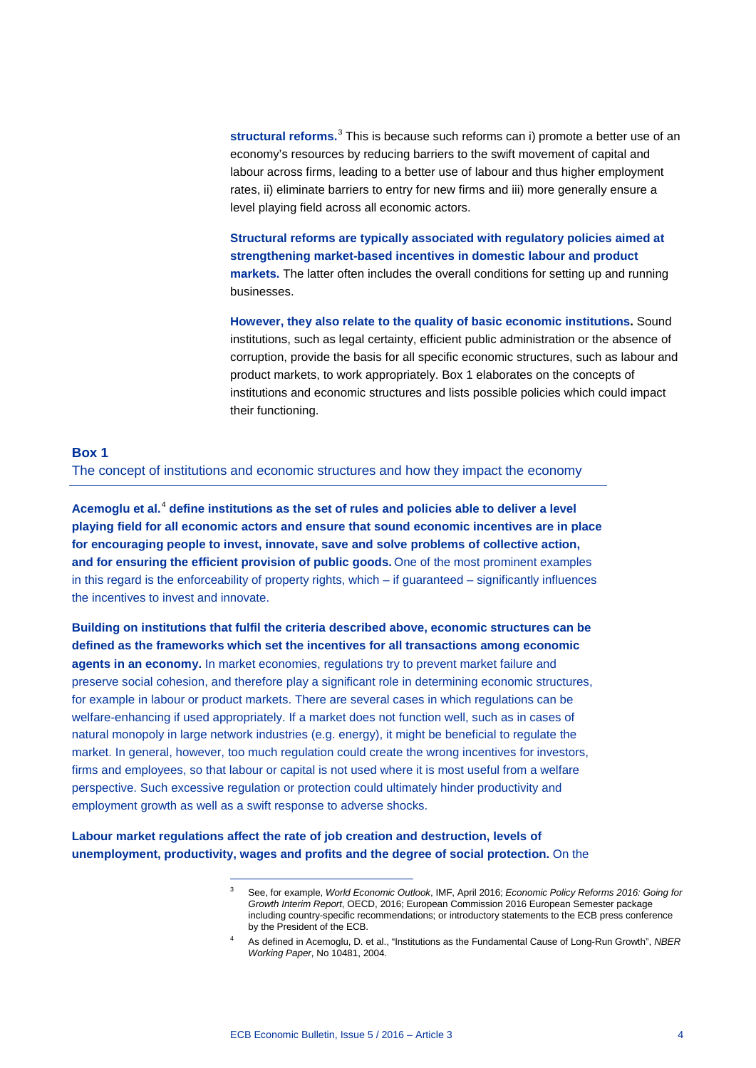**structural reforms.**[3] This is because such reforms can i) promote a better use of an economy's resources by reducing barriers to the swift movement of capital and labour across firms, leading to a better use of labour and thus higher employment rates, ii) eliminate barriers to entry for new firms and iii) more generally ensure a level playing field across all economic actors.

**Structural reforms are typically associated with regulatory policies aimed at strengthening market-based incentives in domestic labour and product markets.** The latter often includes the overall conditions for setting up and running businesses.

**However, they also relate to the quality of basic economic institutions.** Sound institutions, such as legal certainty, efficient public administration or the absence of corruption, provide the basis for all specific economic structures, such as labour and product markets, to work appropriately. Box 1 elaborates on the concepts of institutions and economic structures and lists possible policies which could impact their functioning.

### Box 1

The concept of institutions and economic structures and how they impact the economy

**Acemoglu et al.**[4] **define institutions as the set of rules and policies able to deliver a level playing field for all economic actors and ensure that sound economic incentives are in place for encouraging people to invest, innovate, save and solve problems of collective action, and for ensuring the efficient provision of public goods.** One of the most prominent examples in this regard is the enforceability of property rights, which – if guaranteed – significantly influences the incentives to invest and innovate.

**Building on institutions that fulfil the criteria described above, economic structures can be defined as the frameworks which set the incentives for all transactions among economic agents in an economy.** In market economies, regulations try to prevent market failure and preserve social cohesion, and therefore play a significant role in determining economic structures, for example in labour or product markets. There are several cases in which regulations can be welfare-enhancing if used appropriately. If a market does not function well, such as in cases of natural monopoly in large network industries (e.g. energy), it might be beneficial to regulate the market. In general, however, too much regulation could create the wrong incentives for investors, firms and employees, so that labour or capital is not used where it is most useful from a welfare perspective. Such excessive regulation or protection could ultimately hinder productivity and employment growth as well as a swift response to adverse shocks.

**Labour market regulations affect the rate of job creation and destruction, levels of unemployment, productivity, wages and profits and the degree of social protection.** On the

---

[3] See, for example, *World Economic Outlook*, IMF, April 2016; *Economic Policy Reforms 2016: Going for Growth Interim Report*, OECD, 2016; European Commission 2016 European Semester package including country-specific recommendations; or introductory statements to the ECB press conference by the President of the ECB.

[4] As defined in Acemoglu, D. et al., "Institutions as the Fundamental Cause of Long-Run Growth", *NBER Working Paper*, No 10481, 2004.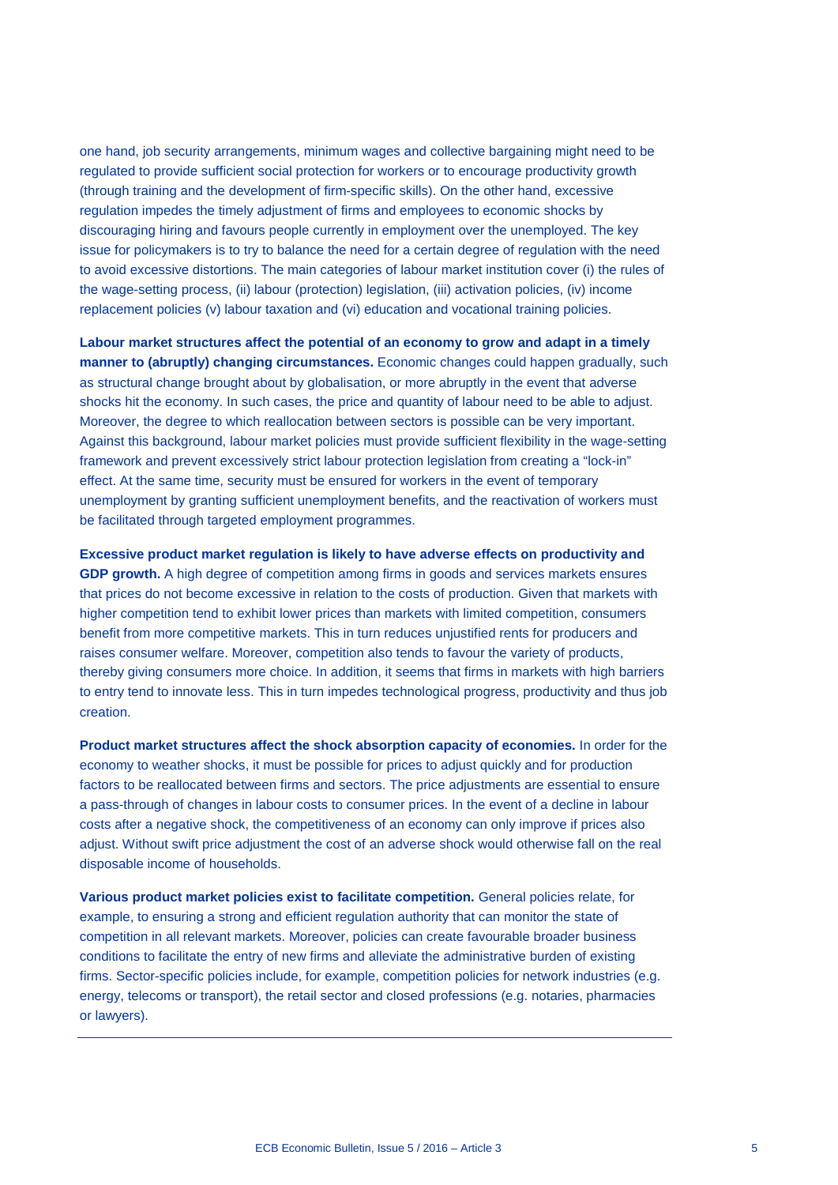one hand, job security arrangements, minimum wages and collective bargaining might need to be regulated to provide sufficient social protection for workers or to encourage productivity growth (through training and the development of firm-specific skills). On the other hand, excessive regulation impedes the timely adjustment of firms and employees to economic shocks by discouraging hiring and favours people currently in employment over the unemployed. The key issue for policymakers is to try to balance the need for a certain degree of regulation with the need to avoid excessive distortions. The main categories of labour market institution cover (i) the rules of the wage-setting process, (ii) labour (protection) legislation, (iii) activation policies, (iv) income replacement policies (v) labour taxation and (vi) education and vocational training policies.

**Labour market structures affect the potential of an economy to grow and adapt in a timely manner to (abruptly) changing circumstances.** Economic changes could happen gradually, such as structural change brought about by globalisation, or more abruptly in the event that adverse shocks hit the economy. In such cases, the price and quantity of labour need to be able to adjust. Moreover, the degree to which reallocation between sectors is possible can be very important. Against this background, labour market policies must provide sufficient flexibility in the wage-setting framework and prevent excessively strict labour protection legislation from creating a "lock-in" effect. At the same time, security must be ensured for workers in the event of temporary unemployment by granting sufficient unemployment benefits, and the reactivation of workers must be facilitated through targeted employment programmes.

**Excessive product market regulation is likely to have adverse effects on productivity and GDP growth.** A high degree of competition among firms in goods and services markets ensures that prices do not become excessive in relation to the costs of production. Given that markets with higher competition tend to exhibit lower prices than markets with limited competition, consumers benefit from more competitive markets. This in turn reduces unjustified rents for producers and raises consumer welfare. Moreover, competition also tends to favour the variety of products, thereby giving consumers more choice. In addition, it seems that firms in markets with high barriers to entry tend to innovate less. This in turn impedes technological progress, productivity and thus job creation.

**Product market structures affect the shock absorption capacity of economies.** In order for the economy to weather shocks, it must be possible for prices to adjust quickly and for production factors to be reallocated between firms and sectors. The price adjustments are essential to ensure a pass-through of changes in labour costs to consumer prices. In the event of a decline in labour costs after a negative shock, the competitiveness of an economy can only improve if prices also adjust. Without swift price adjustment the cost of an adverse shock would otherwise fall on the real disposable income of households.

**Various product market policies exist to facilitate competition.** General policies relate, for example, to ensuring a strong and efficient regulation authority that can monitor the state of competition in all relevant markets. Moreover, policies can create favourable broader business conditions to facilitate the entry of new firms and alleviate the administrative burden of existing firms. Sector-specific policies include, for example, competition policies for network industries (e.g. energy, telecoms or transport), the retail sector and closed professions (e.g. notaries, pharmacies or lawyers).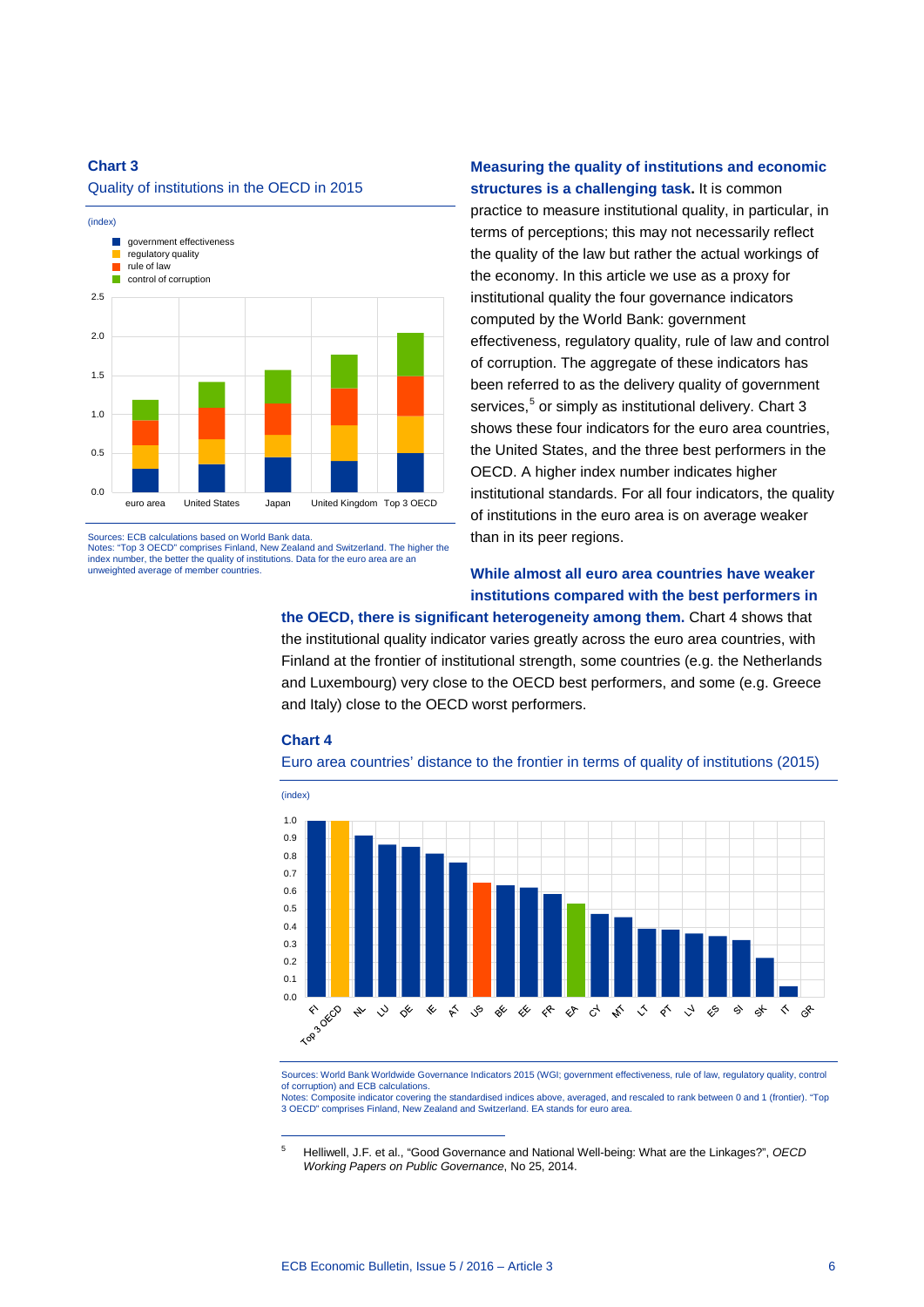**Chart 3**

Quality of institutions in the OECD in 2015

(index)

Sources: ECB calculations based on World Bank data.
Notes: "Top 3 OECD" comprises Finland, New Zealand and Switzerland. The higher the index number, the better the quality of institutions. Data for the euro area are an unweighted average of member countries.

**Measuring the quality of institutions and economic structures is a challenging task.** It is common practice to measure institutional quality, in particular, in terms of perceptions; this may not necessarily reflect the quality of the law but rather the actual workings of the economy. In this article we use as a proxy for institutional quality the four governance indicators computed by the World Bank: government effectiveness, regulatory quality, rule of law and control of corruption. The aggregate of these indicators has been referred to as the delivery quality of government services,[5] or simply as institutional delivery. Chart 3 shows these four indicators for the euro area countries, the United States, and the three best performers in the OECD. A higher index number indicates higher institutional standards. For all four indicators, the quality of institutions in the euro area is on average weaker than in its peer regions.

**While almost all euro area countries have weaker institutions compared with the best performers in the OECD, there is significant heterogeneity among them.** Chart 4 shows that the institutional quality indicator varies greatly across the euro area countries, with Finland at the frontier of institutional strength, some countries (e.g. the Netherlands and Luxembourg) very close to the OECD best performers, and some (e.g. Greece and Italy) close to the OECD worst performers.

**Chart 4**

Euro area countries' distance to the frontier in terms of quality of institutions (2015)

(index)

Sources: World Bank Worldwide Governance Indicators 2015 (WGI; government effectiveness, rule of law, regulatory quality, control of corruption) and ECB calculations.
Notes: Composite indicator covering the standardised indices above, averaged, and rescaled to rank between 0 and 1 (frontier). "Top 3 OECD" comprises Finland, New Zealand and Switzerland. EA stands for euro area.

[5] Helliwell, J.F. et al., "Good Governance and National Well-being: What are the Linkages?", *OECD Working Papers on Public Governance*, No 25, 2014.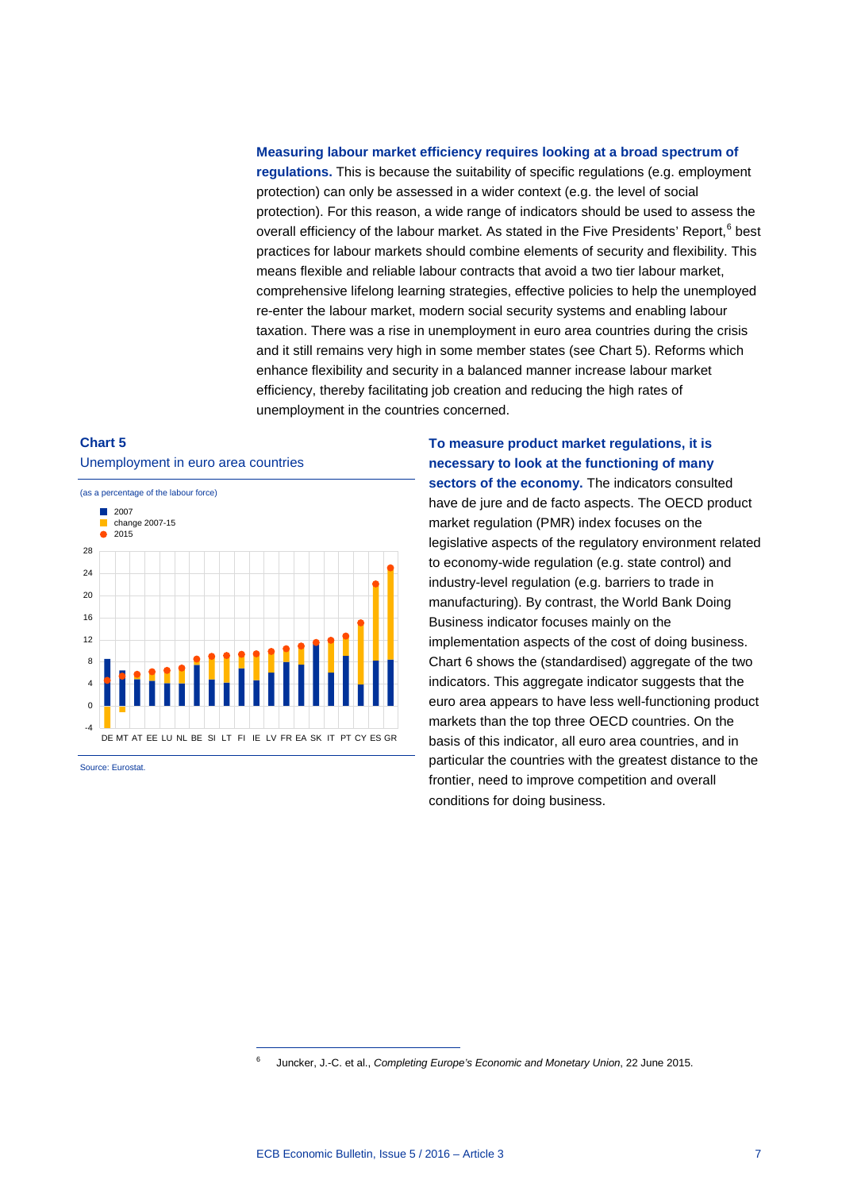**Measuring labour market efficiency requires looking at a broad spectrum of regulations.** This is because the suitability of specific regulations (e.g. employment protection) can only be assessed in a wider context (e.g. the level of social protection). For this reason, a wide range of indicators should be used to assess the overall efficiency of the labour market. As stated in the Five Presidents' Report,[6] best practices for labour markets should combine elements of security and flexibility. This means flexible and reliable labour contracts that avoid a two tier labour market, comprehensive lifelong learning strategies, effective policies to help the unemployed re-enter the labour market, modern social security systems and enabling labour taxation. There was a rise in unemployment in euro area countries during the crisis and it still remains very high in some member states (see Chart 5). Reforms which enhance flexibility and security in a balanced manner increase labour market efficiency, thereby facilitating job creation and reducing the high rates of unemployment in the countries concerned.

**Chart 5**

Unemployment in euro area countries

(as a percentage of the labour force)

Source: Eurostat.

**To measure product market regulations, it is necessary to look at the functioning of many sectors of the economy.** The indicators consulted have de jure and de facto aspects. The OECD product market regulation (PMR) index focuses on the legislative aspects of the regulatory environment related to economy-wide regulation (e.g. state control) and industry-level regulation (e.g. barriers to trade in manufacturing). By contrast, the World Bank Doing Business indicator focuses mainly on the implementation aspects of the cost of doing business. Chart 6 shows the (standardised) aggregate of the two indicators. This aggregate indicator suggests that the euro area appears to have less well-functioning product markets than the top three OECD countries. On the basis of this indicator, all euro area countries, and in particular the countries with the greatest distance to the frontier, need to improve competition and overall conditions for doing business.

---

[6] Juncker, J.-C. et al., *Completing Europe's Economic and Monetary Union*, 22 June 2015.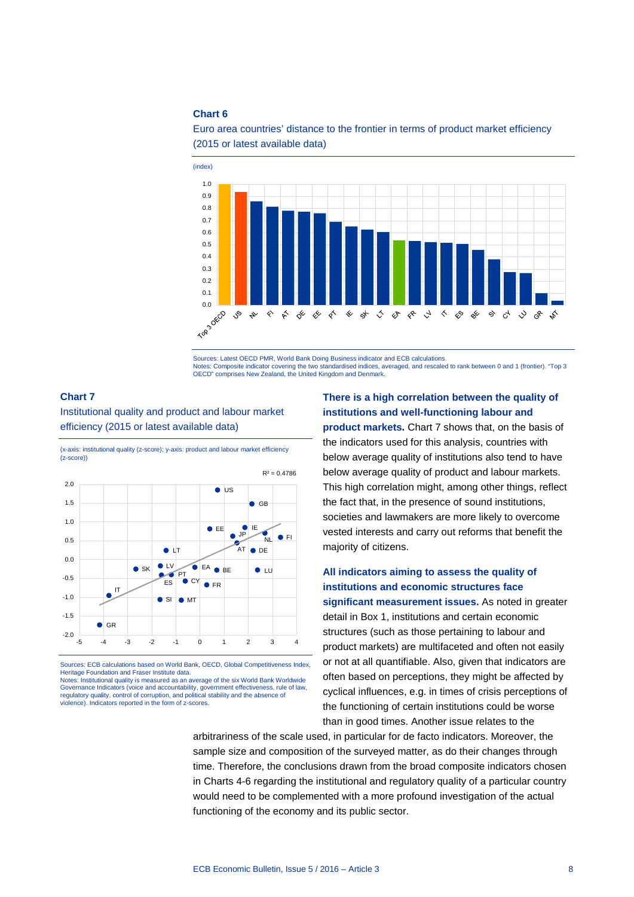**Chart 6**

Euro area countries' distance to the frontier in terms of product market efficiency (2015 or latest available data)

(index)

Sources: Latest OECD PMR, World Bank Doing Business indicator and ECB calculations.
Notes: Composite indicator covering the two standardised indices, averaged, and rescaled to rank between 0 and 1 (frontier). "Top 3 OECD" comprises New Zealand, the United Kingdom and Denmark.

**Chart 7**

Institutional quality and product and labour market efficiency (2015 or latest available data)

(x-axis: institutional quality (z-score); y-axis: product and labour market efficiency (z-score))

Sources: ECB calculations based on World Bank, OECD, Global Competitiveness Index, Heritage Foundation and Fraser Institute data.
Notes: Institutional quality is measured as an average of the six World Bank Worldwide Governance Indicators (voice and accountability, government effectiveness, rule of law, regulatory quality, control of corruption, and political stability and the absence of violence). Indicators reported in the form of z-scores.

**There is a high correlation between the quality of institutions and well-functioning labour and product markets.** Chart 7 shows that, on the basis of the indicators used for this analysis, countries with below average quality of institutions also tend to have below average quality of product and labour markets. This high correlation might, among other things, reflect the fact that, in the presence of sound institutions, societies and lawmakers are more likely to overcome vested interests and carry out reforms that benefit the majority of citizens.

**All indicators aiming to assess the quality of institutions and economic structures face significant measurement issues.** As noted in greater detail in Box 1, institutions and certain economic structures (such as those pertaining to labour and product markets) are multifaceted and often not easily or not at all quantifiable. Also, given that indicators are often based on perceptions, they might be affected by cyclical influences, e.g. in times of crisis perceptions of the functioning of certain institutions could be worse than in good times. Another issue relates to the arbitrariness of the scale used, in particular for de facto indicators. Moreover, the sample size and composition of the surveyed matter, as do their changes through time. Therefore, the conclusions drawn from the broad composite indicators chosen in Charts 4-6 regarding the institutional and regulatory quality of a particular country would need to be complemented with a more profound investigation of the actual functioning of the economy and its public sector.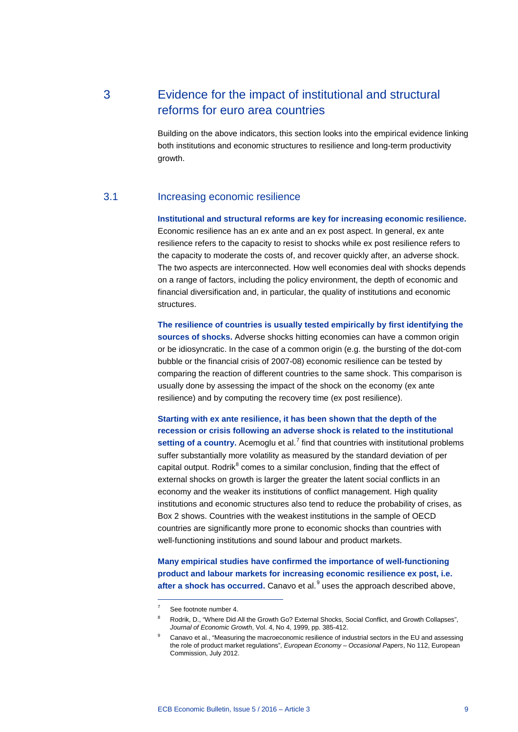## 3 Evidence for the impact of institutional and structural reforms for euro area countries

Building on the above indicators, this section looks into the empirical evidence linking both institutions and economic structures to resilience and long-term productivity growth.

### 3.1 Increasing economic resilience

**Institutional and structural reforms are key for increasing economic resilience.** Economic resilience has an ex ante and an ex post aspect. In general, ex ante resilience refers to the capacity to resist to shocks while ex post resilience refers to the capacity to moderate the costs of, and recover quickly after, an adverse shock. The two aspects are interconnected. How well economies deal with shocks depends on a range of factors, including the policy environment, the depth of economic and financial diversification and, in particular, the quality of institutions and economic structures.

**The resilience of countries is usually tested empirically by first identifying the sources of shocks.** Adverse shocks hitting economies can have a common origin or be idiosyncratic. In the case of a common origin (e.g. the bursting of the dot-com bubble or the financial crisis of 2007-08) economic resilience can be tested by comparing the reaction of different countries to the same shock. This comparison is usually done by assessing the impact of the shock on the economy (ex ante resilience) and by computing the recovery time (ex post resilience).

**Starting with ex ante resilience, it has been shown that the depth of the recession or crisis following an adverse shock is related to the institutional setting of a country.** Acemoglu et al.[7] find that countries with institutional problems suffer substantially more volatility as measured by the standard deviation of per capital output. Rodrik[8] comes to a similar conclusion, finding that the effect of external shocks on growth is larger the greater the latent social conflicts in an economy and the weaker its institutions of conflict management. High quality institutions and economic structures also tend to reduce the probability of crises, as Box 2 shows. Countries with the weakest institutions in the sample of OECD countries are significantly more prone to economic shocks than countries with well-functioning institutions and sound labour and product markets.

**Many empirical studies have confirmed the importance of well-functioning product and labour markets for increasing economic resilience ex post, i.e. after a shock has occurred.** Canavo et al.[9] uses the approach described above,

---

[7] See footnote number 4.

[8] Rodrik, D., "Where Did All the Growth Go? External Shocks, Social Conflict, and Growth Collapses", *Journal of Economic Growth*, Vol. 4, No 4, 1999, pp. 385-412.

[9] Canavo et al., "Measuring the macroeconomic resilience of industrial sectors in the EU and assessing the role of product market regulations", *European Economy – Occasional Papers*, No 112, European Commission, July 2012.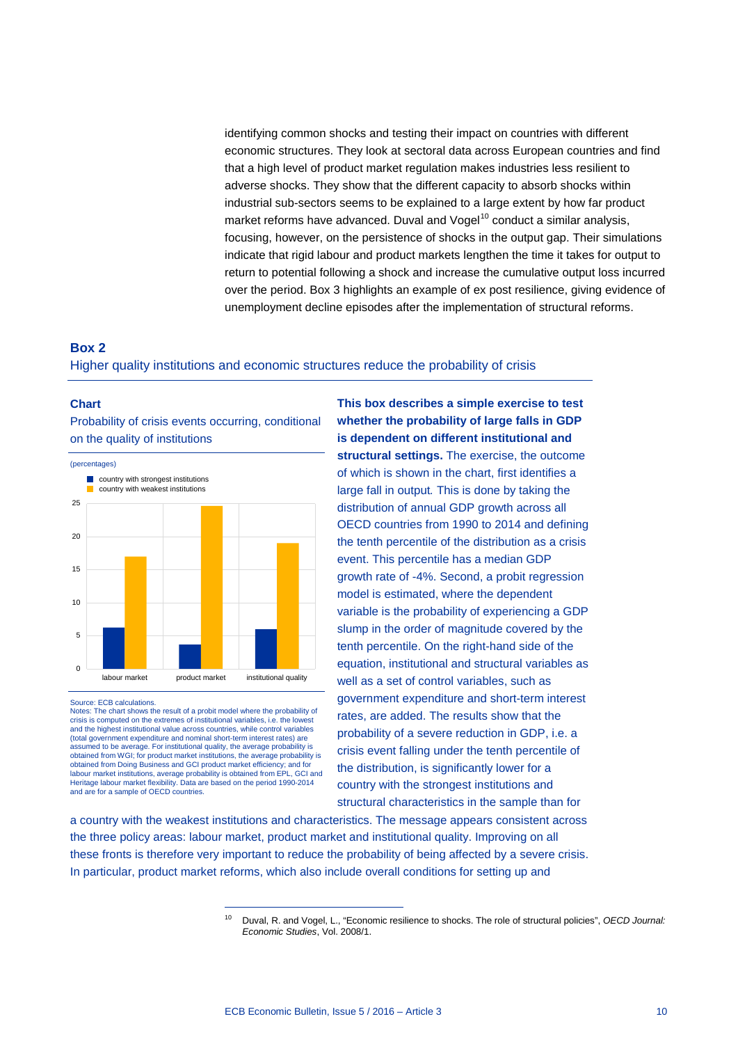identifying common shocks and testing their impact on countries with different economic structures. They look at sectoral data across European countries and find that a high level of product market regulation makes industries less resilient to adverse shocks. They show that the different capacity to absorb shocks within industrial sub-sectors seems to be explained to a large extent by how far product market reforms have advanced. Duval and Vogel[10] conduct a similar analysis, focusing, however, on the persistence of shocks in the output gap. Their simulations indicate that rigid labour and product markets lengthen the time it takes for output to return to potential following a shock and increase the cumulative output loss incurred over the period. Box 3 highlights an example of ex post resilience, giving evidence of unemployment decline episodes after the implementation of structural reforms.

## Box 2

### Higher quality institutions and economic structures reduce the probability of crisis

**Chart**

**Probability of crisis events occurring, conditional on the quality of institutions**

(percentages)

| | country with strongest institutions | country with weakest institutions |
|---|---|---|
| labour market | ~6 | ~17 |
| product market | ~3.5 | ~24.5 |
| institutional quality | ~6 | ~19 |

Source: ECB calculations.
Notes: The chart shows the result of a probit model where the probability of crisis is computed on the extremes of institutional variables, i.e. the lowest and the highest institutional value across countries, while control variables (total government expenditure and nominal short-term interest rates) are assumed to be average. For institutional quality, the average probability is obtained from WGI; for product market institutions, the average probability is obtained from Doing Business and GCI product market efficiency; and for labour market institutions, average probability is obtained from EPL, GCI and Heritage labour market flexibility. Data are based on the period 1990-2014 and are for a sample of OECD countries.

**This box describes a simple exercise to test whether the probability of large falls in GDP is dependent on different institutional and structural settings.** The exercise, the outcome of which is shown in the chart, first identifies a large fall in output. This is done by taking the distribution of annual GDP growth across all OECD countries from 1990 to 2014 and defining the tenth percentile of the distribution as a crisis event. This percentile has a median GDP growth rate of -4%. Second, a probit regression model is estimated, where the dependent variable is the probability of experiencing a GDP slump in the order of magnitude covered by the tenth percentile. On the right-hand side of the equation, institutional and structural variables as well as a set of control variables, such as government expenditure and short-term interest rates, are added. The results show that the probability of a severe reduction in GDP, i.e. a crisis event falling under the tenth percentile of the distribution, is significantly lower for a country with the strongest institutions and structural characteristics in the sample than for a country with the weakest institutions and characteristics. The message appears consistent across the three policy areas: labour market, product market and institutional quality. Improving on all these fronts is therefore very important to reduce the probability of being affected by a severe crisis. In particular, product market reforms, which also include overall conditions for setting up and

[10] Duval, R. and Vogel, L., "Economic resilience to shocks. The role of structural policies", *OECD Journal: Economic Studies*, Vol. 2008/1.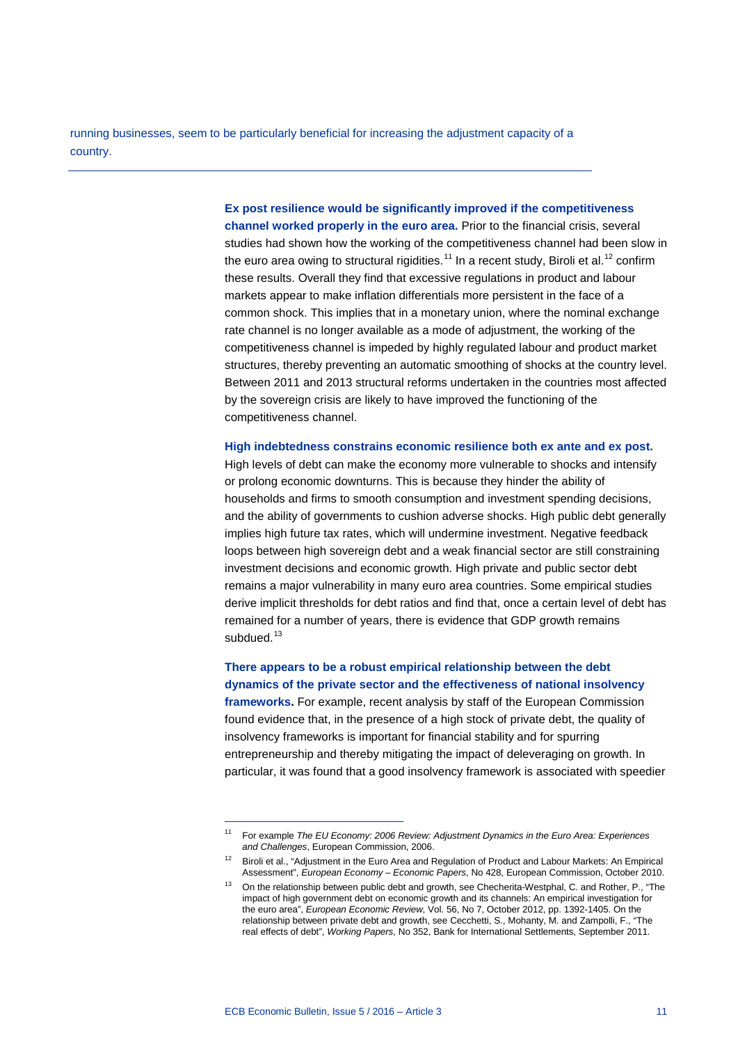running businesses, seem to be particularly beneficial for increasing the adjustment capacity of a country.

---

**Ex post resilience would be significantly improved if the competitiveness channel worked properly in the euro area.** Prior to the financial crisis, several studies had shown how the working of the competitiveness channel had been slow in the euro area owing to structural rigidities.[11] In a recent study, Biroli et al.[12] confirm these results. Overall they find that excessive regulations in product and labour markets appear to make inflation differentials more persistent in the face of a common shock. This implies that in a monetary union, where the nominal exchange rate channel is no longer available as a mode of adjustment, the working of the competitiveness channel is impeded by highly regulated labour and product market structures, thereby preventing an automatic smoothing of shocks at the country level. Between 2011 and 2013 structural reforms undertaken in the countries most affected by the sovereign crisis are likely to have improved the functioning of the competitiveness channel.

**High indebtedness constrains economic resilience both ex ante and ex post.** High levels of debt can make the economy more vulnerable to shocks and intensify or prolong economic downturns. This is because they hinder the ability of households and firms to smooth consumption and investment spending decisions, and the ability of governments to cushion adverse shocks. High public debt generally implies high future tax rates, which will undermine investment. Negative feedback loops between high sovereign debt and a weak financial sector are still constraining investment decisions and economic growth. High private and public sector debt remains a major vulnerability in many euro area countries. Some empirical studies derive implicit thresholds for debt ratios and find that, once a certain level of debt has remained for a number of years, there is evidence that GDP growth remains subdued.[13]

**There appears to be a robust empirical relationship between the debt dynamics of the private sector and the effectiveness of national insolvency frameworks.** For example, recent analysis by staff of the European Commission found evidence that, in the presence of a high stock of private debt, the quality of insolvency frameworks is important for financial stability and for spurring entrepreneurship and thereby mitigating the impact of deleveraging on growth. In particular, it was found that a good insolvency framework is associated with speedier

---

[11] For example *The EU Economy: 2006 Review: Adjustment Dynamics in the Euro Area: Experiences and Challenges*, European Commission, 2006.

[12] Biroli et al., "Adjustment in the Euro Area and Regulation of Product and Labour Markets: An Empirical Assessment", *European Economy – Economic Papers*, No 428, European Commission, October 2010.

[13] On the relationship between public debt and growth, see Checherita-Westphal, C. and Rother, P., "The impact of high government debt on economic growth and its channels: An empirical investigation for the euro area", *European Economic Review*, Vol. 56, No 7, October 2012, pp. 1392-1405. On the relationship between private debt and growth, see Cecchetti, S., Mohanty, M. and Zampolli, F., "The real effects of debt", *Working Papers*, No 352, Bank for International Settlements, September 2011.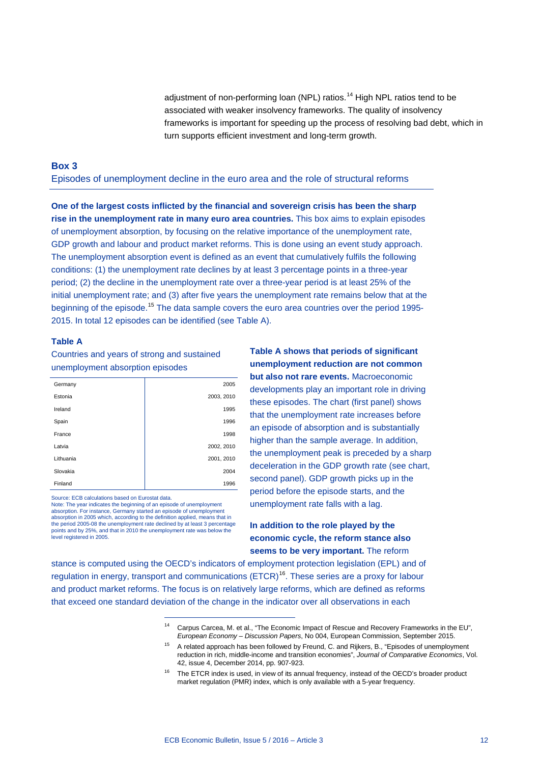adjustment of non-performing loan (NPL) ratios.[14] High NPL ratios tend to be associated with weaker insolvency frameworks. The quality of insolvency frameworks is important for speeding up the process of resolving bad debt, which in turn supports efficient investment and long-term growth.

### Box 3

Episodes of unemployment decline in the euro area and the role of structural reforms

**One of the largest costs inflicted by the financial and sovereign crisis has been the sharp rise in the unemployment rate in many euro area countries.** This box aims to explain episodes of unemployment absorption, by focusing on the relative importance of the unemployment rate, GDP growth and labour and product market reforms. This is done using an event study approach. The unemployment absorption event is defined as an event that cumulatively fulfils the following conditions: (1) the unemployment rate declines by at least 3 percentage points in a three-year period; (2) the decline in the unemployment rate over a three-year period is at least 25% of the initial unemployment rate; and (3) after five years the unemployment rate remains below that at the beginning of the episode.[15] The data sample covers the euro area countries over the period 1995-2015. In total 12 episodes can be identified (see Table A).

**Table A**

Countries and years of strong and sustained unemployment absorption episodes

| Country | Year |
|---|---|
| Germany | 2005 |
| Estonia | 2003, 2010 |
| Ireland | 1995 |
| Spain | 1996 |
| France | 1998 |
| Latvia | 2002, 2010 |
| Lithuania | 2001, 2010 |
| Slovakia | 2004 |
| Finland | 1996 |

Source: ECB calculations based on Eurostat data.
Note: The year indicates the beginning of an episode of unemployment absorption. For instance, Germany started an episode of unemployment absorption in 2005 which, according to the definition applied, means that in the period 2005-08 the unemployment rate declined by at least 3 percentage points and by 25%, and that in 2010 the unemployment rate was below the level registered in 2005.

**Table A shows that periods of significant unemployment reduction are not common but also not rare events.** Macroeconomic developments play an important role in driving these episodes. The chart (first panel) shows that the unemployment rate increases before an episode of absorption and is substantially higher than the sample average. In addition, the unemployment peak is preceded by a sharp deceleration in the GDP growth rate (see chart, second panel). GDP growth picks up in the period before the episode starts, and the unemployment rate falls with a lag.

**In addition to the role played by the economic cycle, the reform stance also seems to be very important.** The reform stance is computed using the OECD's indicators of employment protection legislation (EPL) and of regulation in energy, transport and communications (ETCR)[16]. These series are a proxy for labour and product market reforms. The focus is on relatively large reforms, which are defined as reforms that exceed one standard deviation of the change in the indicator over all observations in each

[14] Carpus Carcea, M. et al., "The Economic Impact of Rescue and Recovery Frameworks in the EU", *European Economy – Discussion Papers*, No 004, European Commission, September 2015.

[15] A related approach has been followed by Freund, C. and Rijkers, B., "Episodes of unemployment reduction in rich, middle-income and transition economies", *Journal of Comparative Economics*, Vol. 42, issue 4, December 2014, pp. 907-923.

[16] The ETCR index is used, in view of its annual frequency, instead of the OECD's broader product market regulation (PMR) index, which is only available with a 5-year frequency.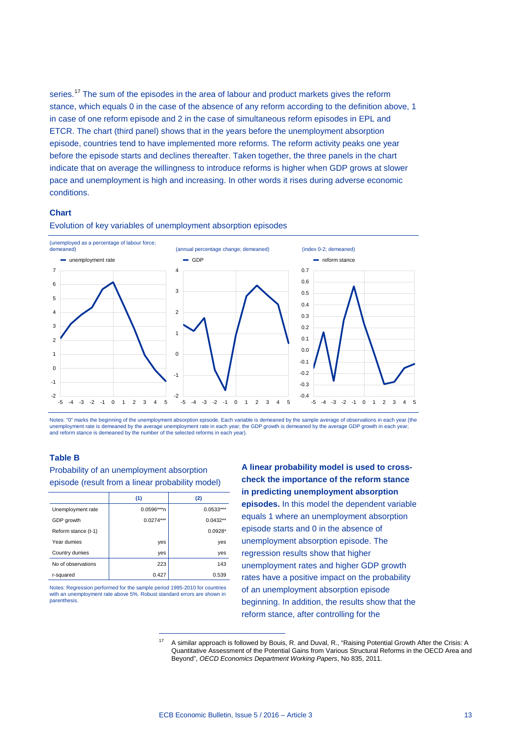series.[17] The sum of the episodes in the area of labour and product markets gives the reform stance, which equals 0 in the case of the absence of any reform according to the definition above, 1 in case of one reform episode and 2 in the case of simultaneous reform episodes in EPL and ETCR. The chart (third panel) shows that in the years before the unemployment absorption episode, countries tend to have implemented more reforms. The reform activity peaks one year before the episode starts and declines thereafter. Taken together, the three panels in the chart indicate that on average the willingness to introduce reforms is higher when GDP grows at slower pace and unemployment is high and increasing. In other words it rises during adverse economic conditions.

**Chart**

Evolution of key variables of unemployment absorption episodes

Notes: "0" marks the beginning of the unemployment absorption episode. Each variable is demeaned by the sample average of observations in each year (the unemployment rate is demeaned by the average unemployment rate in each year; the GDP growth is demeaned by the average GDP growth in each year; and reform stance is demeaned by the number of the selected reforms in each year).

**Table B**

Probability of an unemployment absorption episode (result from a linear probability model)

| | (1) | (2) |
|---|---|---|
| Unemployment rate | 0.0596***n | 0.0533*** |
| GDP growth | 0.0274*** | 0.0432** |
| Reform stance (t-1) | | 0.0928* |
| Year dumies | yes | yes |
| Country dumies | yes | yes |
| No of observations | 223 | 143 |
| r-squared | 0.427 | 0.539 |

Notes: Regression performed for the sample period 1995-2010 for countries with an unemployment rate above 5%. Robust standard errors are shown in parenthesis.

**A linear probability model is used to cross-check the importance of the reform stance in predicting unemployment absorption episodes.** In this model the dependent variable equals 1 where an unemployment absorption episode starts and 0 in the absence of unemployment absorption episode. The regression results show that higher unemployment rates and higher GDP growth rates have a positive impact on the probability of an unemployment absorption episode beginning. In addition, the results show that the reform stance, after controlling for the

[17] A similar approach is followed by Bouis, R. and Duval, R., "Raising Potential Growth After the Crisis: A Quantitative Assessment of the Potential Gains from Various Structural Reforms in the OECD Area and Beyond", *OECD Economics Department Working Papers*, No 835, 2011.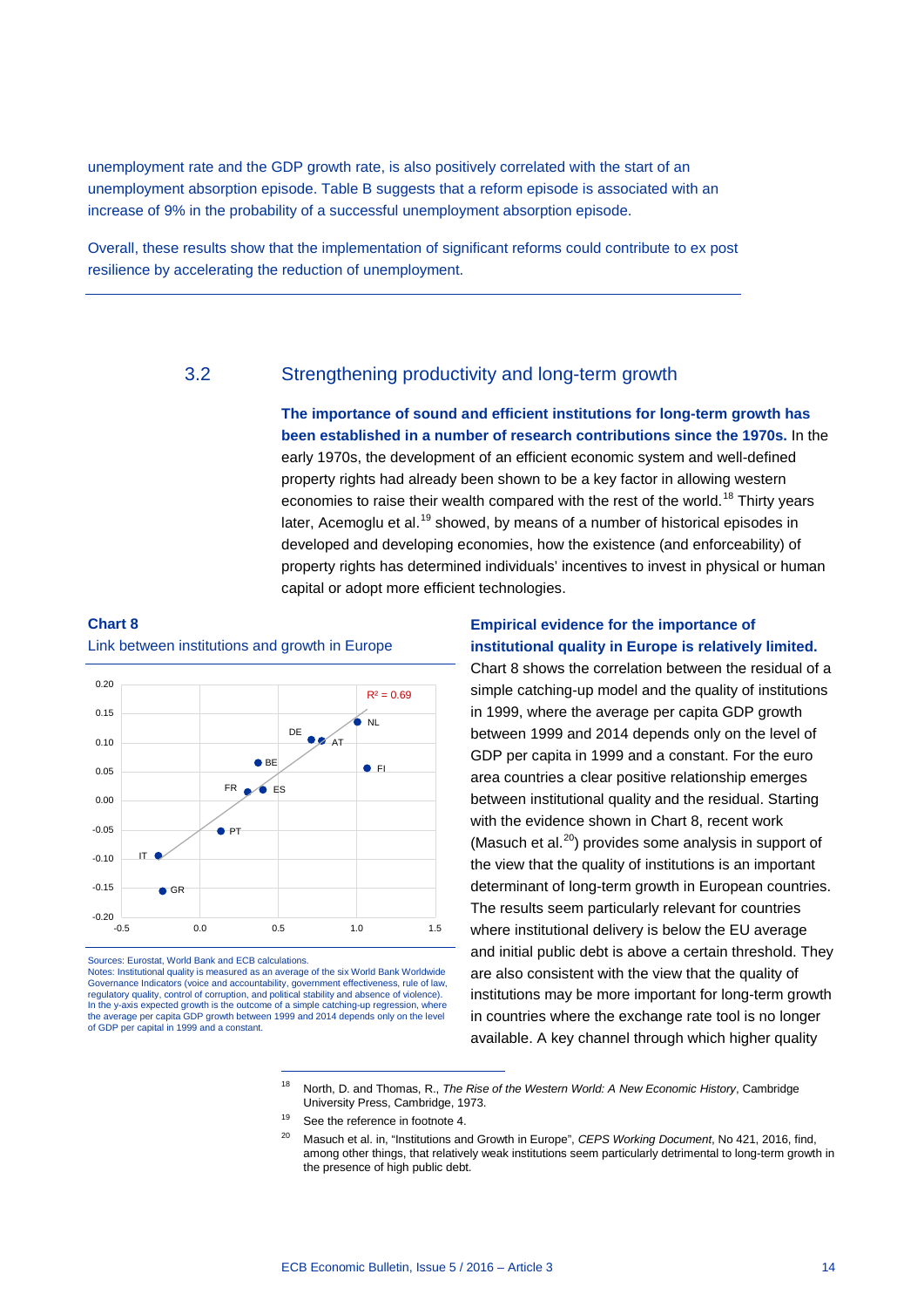unemployment rate and the GDP growth rate, is also positively correlated with the start of an unemployment absorption episode. Table B suggests that a reform episode is associated with an increase of 9% in the probability of a successful unemployment absorption episode.

Overall, these results show that the implementation of significant reforms could contribute to ex post resilience by accelerating the reduction of unemployment.

## 3.2 Strengthening productivity and long-term growth

**The importance of sound and efficient institutions for long-term growth has been established in a number of research contributions since the 1970s.** In the early 1970s, the development of an efficient economic system and well-defined property rights had already been shown to be a key factor in allowing western economies to raise their wealth compared with the rest of the world.[18] Thirty years later, Acemoglu et al.[19] showed, by means of a number of historical episodes in developed and developing economies, how the existence (and enforceability) of property rights has determined individuals' incentives to invest in physical or human capital or adopt more efficient technologies.

**Chart 8**

Link between institutions and growth in Europe

Sources: Eurostat, World Bank and ECB calculations.
Notes: Institutional quality is measured as an average of the six World Bank Worldwide Governance Indicators (voice and accountability, government effectiveness, rule of law, regulatory quality, control of corruption, and political stability and absence of violence). In the y-axis expected growth is the outcome of a simple catching-up regression, where the average per capita GDP growth between 1999 and 2014 depends only on the level of GDP per capital in 1999 and a constant.

**Empirical evidence for the importance of institutional quality in Europe is relatively limited.** Chart 8 shows the correlation between the residual of a simple catching-up model and the quality of institutions in 1999, where the average per capita GDP growth between 1999 and 2014 depends only on the level of GDP per capita in 1999 and a constant. For the euro area countries a clear positive relationship emerges between institutional quality and the residual. Starting with the evidence shown in Chart 8, recent work (Masuch et al.[20]) provides some analysis in support of the view that the quality of institutions is an important determinant of long-term growth in European countries. The results seem particularly relevant for countries where institutional delivery is below the EU average and initial public debt is above a certain threshold. They are also consistent with the view that the quality of institutions may be more important for long-term growth in countries where the exchange rate tool is no longer available. A key channel through which higher quality

---

[18] North, D. and Thomas, R., *The Rise of the Western World: A New Economic History*, Cambridge University Press, Cambridge, 1973.

[19] See the reference in footnote 4.

[20] Masuch et al. in, "Institutions and Growth in Europe", *CEPS Working Document*, No 421, 2016, find, among other things, that relatively weak institutions seem particularly detrimental to long-term growth in the presence of high public debt.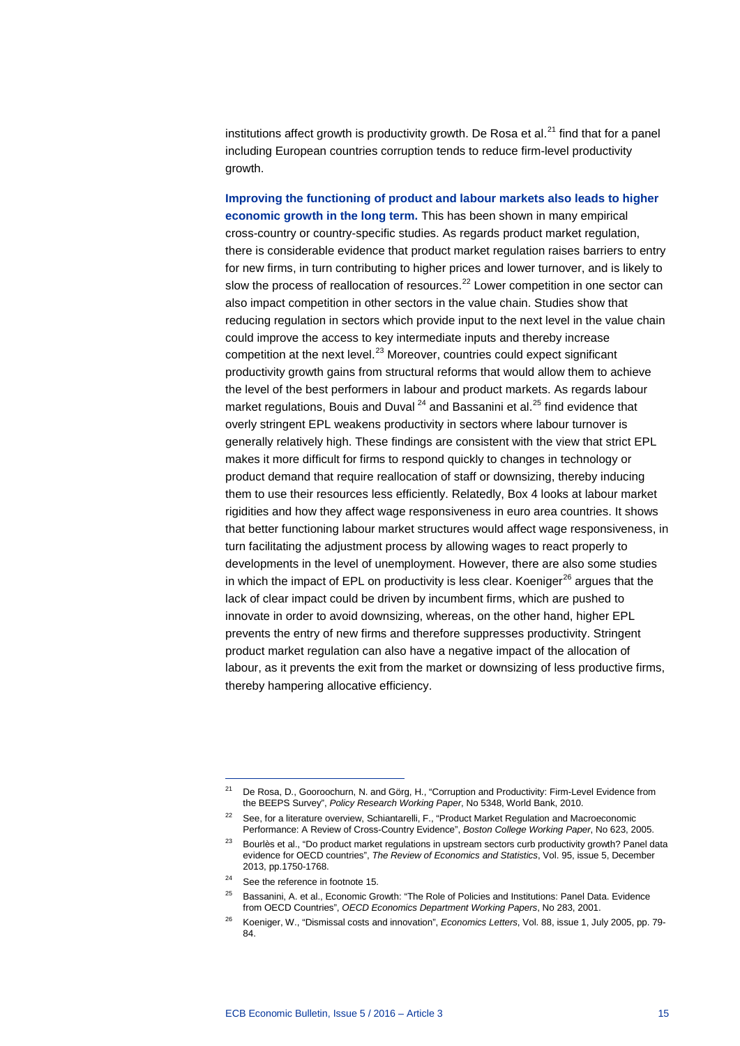institutions affect growth is productivity growth. De Rosa et al.[21] find that for a panel including European countries corruption tends to reduce firm-level productivity growth.

**Improving the functioning of product and labour markets also leads to higher economic growth in the long term.** This has been shown in many empirical cross-country or country-specific studies. As regards product market regulation, there is considerable evidence that product market regulation raises barriers to entry for new firms, in turn contributing to higher prices and lower turnover, and is likely to slow the process of reallocation of resources.[22] Lower competition in one sector can also impact competition in other sectors in the value chain. Studies show that reducing regulation in sectors which provide input to the next level in the value chain could improve the access to key intermediate inputs and thereby increase competition at the next level.[23] Moreover, countries could expect significant productivity growth gains from structural reforms that would allow them to achieve the level of the best performers in labour and product markets. As regards labour market regulations, Bouis and Duval [24] and Bassanini et al.[25] find evidence that overly stringent EPL weakens productivity in sectors where labour turnover is generally relatively high. These findings are consistent with the view that strict EPL makes it more difficult for firms to respond quickly to changes in technology or product demand that require reallocation of staff or downsizing, thereby inducing them to use their resources less efficiently. Relatedly, Box 4 looks at labour market rigidities and how they affect wage responsiveness in euro area countries. It shows that better functioning labour market structures would affect wage responsiveness, in turn facilitating the adjustment process by allowing wages to react properly to developments in the level of unemployment. However, there are also some studies in which the impact of EPL on productivity is less clear. Koeniger[26] argues that the lack of clear impact could be driven by incumbent firms, which are pushed to innovate in order to avoid downsizing, whereas, on the other hand, higher EPL prevents the entry of new firms and therefore suppresses productivity. Stringent product market regulation can also have a negative impact of the allocation of labour, as it prevents the exit from the market or downsizing of less productive firms, thereby hampering allocative efficiency.

---

[21] De Rosa, D., Gooroochurn, N. and Görg, H., "Corruption and Productivity: Firm-Level Evidence from the BEEPS Survey", *Policy Research Working Paper*, No 5348, World Bank, 2010.

[22] See, for a literature overview, Schiantarelli, F., "Product Market Regulation and Macroeconomic Performance: A Review of Cross-Country Evidence", *Boston College Working Paper*, No 623, 2005.

[23] Bourlès et al., "Do product market regulations in upstream sectors curb productivity growth? Panel data evidence for OECD countries", *The Review of Economics and Statistics*, Vol. 95, issue 5, December 2013, pp.1750-1768.

[24] See the reference in footnote 15.

[25] Bassanini, A. et al., Economic Growth: "The Role of Policies and Institutions: Panel Data. Evidence from OECD Countries", *OECD Economics Department Working Papers*, No 283, 2001.

[26] Koeniger, W., "Dismissal costs and innovation", *Economics Letters*, Vol. 88, issue 1, July 2005, pp. 79-84.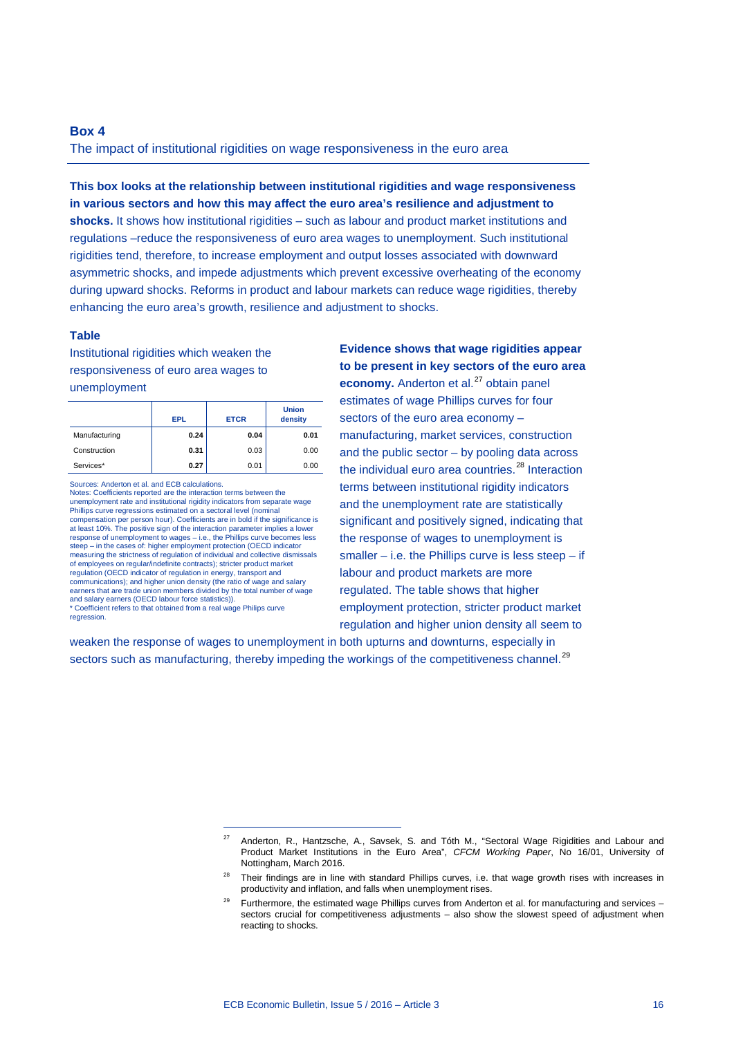## Box 4

### The impact of institutional rigidities on wage responsiveness in the euro area

**This box looks at the relationship between institutional rigidities and wage responsiveness in various sectors and how this may affect the euro area's resilience and adjustment to shocks.** It shows how institutional rigidities – such as labour and product market institutions and regulations –reduce the responsiveness of euro area wages to unemployment. Such institutional rigidities tend, therefore, to increase employment and output losses associated with downward asymmetric shocks, and impede adjustments which prevent excessive overheating of the economy during upward shocks. Reforms in product and labour markets can reduce wage rigidities, thereby enhancing the euro area's growth, resilience and adjustment to shocks.

**Table**

Institutional rigidities which weaken the responsiveness of euro area wages to unemployment

| | EPL | ETCR | Union density |
|---|---|---|---|
| Manufacturing | **0.24** | **0.04** | **0.01** |
| Construction | **0.31** | 0.03 | 0.00 |
| Services* | **0.27** | 0.01 | 0.00 |

Sources: Anderton et al. and ECB calculations.
Notes: Coefficients reported are the interaction terms between the unemployment rate and institutional rigidity indicators from separate wage Phillips curve regressions estimated on a sectoral level (nominal compensation per person hour). Coefficients are in bold if the significance is at least 10%. The positive sign of the interaction parameter implies a lower response of unemployment to wages – i.e., the Phillips curve becomes less steep – in the cases of: higher employment protection (OECD indicator measuring the strictness of regulation of individual and collective dismissals of employees on regular/indefinite contracts); stricter product market regulation (OECD indicator of regulation in energy, transport and communications); and higher union density (the ratio of wage and salary earners that are trade union members divided by the total number of wage and salary earners (OECD labour force statistics)).
* Coefficient refers to that obtained from a real wage Philips curve regression.

**Evidence shows that wage rigidities appear to be present in key sectors of the euro area economy.** Anderton et al.[27] obtain panel estimates of wage Phillips curves for four sectors of the euro area economy – manufacturing, market services, construction and the public sector – by pooling data across the individual euro area countries.[28] Interaction terms between institutional rigidity indicators and the unemployment rate are statistically significant and positively signed, indicating that the response of wages to unemployment is smaller – i.e. the Phillips curve is less steep – if labour and product markets are more regulated. The table shows that higher employment protection, stricter product market regulation and higher union density all seem to weaken the response of wages to unemployment in both upturns and downturns, especially in sectors such as manufacturing, thereby impeding the workings of the competitiveness channel.[29]

---

[27] Anderton, R., Hantzsche, A., Savsek, S. and Tóth M., "Sectoral Wage Rigidities and Labour and Product Market Institutions in the Euro Area", *CFCM Working Paper*, No 16/01, University of Nottingham, March 2016.

[28] Their findings are in line with standard Phillips curves, i.e. that wage growth rises with increases in productivity and inflation, and falls when unemployment rises.

[29] Furthermore, the estimated wage Phillips curves from Anderton et al. for manufacturing and services – sectors crucial for competitiveness adjustments – also show the slowest speed of adjustment when reacting to shocks.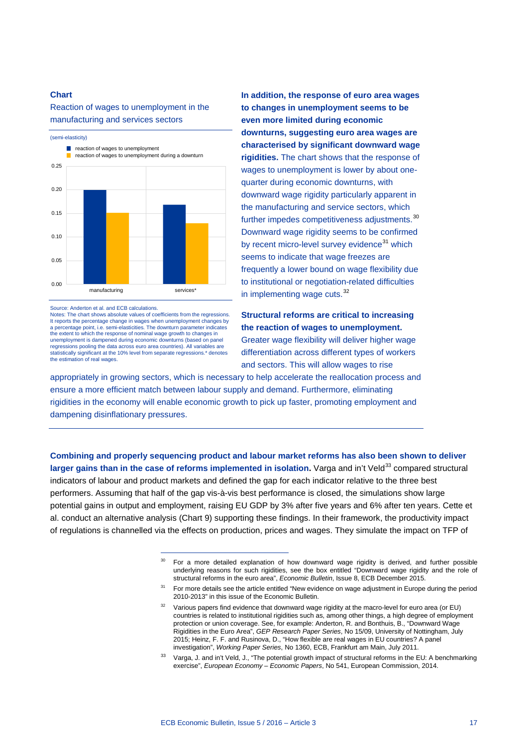**Chart**

Reaction of wages to unemployment in the manufacturing and services sectors

(semi-elasticity)

- reaction of wages to unemployment
- reaction of wages to unemployment during a downturn

| | reaction of wages to unemployment | reaction of wages to unemployment during a downturn |
|---|---|---|
| manufacturing | 0.20 | 0.15 |
| services* | 0.17 | 0.13 |

Source: Anderton et al. and ECB calculations.
Notes: The chart shows absolute values of coefficients from the regressions. It reports the percentage change in wages when unemployment changes by a percentage point, i.e. semi-elasticities. The downturn parameter indicates the extent to which the response of nominal wage growth to changes in unemployment is dampened during economic downturns (based on panel regressions pooling the data across euro area countries). All variables are statistically significant at the 10% level from separate regressions.* denotes the estimation of real wages.

**In addition, the response of euro area wages to changes in unemployment seems to be even more limited during economic downturns, suggesting euro area wages are characterised by significant downward wage rigidities.** The chart shows that the response of wages to unemployment is lower by about one-quarter during economic downturns, with downward wage rigidity particularly apparent in the manufacturing and service sectors, which further impedes competitiveness adjustments.[30] Downward wage rigidity seems to be confirmed by recent micro-level survey evidence[31] which seems to indicate that wage freezes are frequently a lower bound on wage flexibility due to institutional or negotiation-related difficulties in implementing wage cuts.[32]

**Structural reforms are critical to increasing the reaction of wages to unemployment.** Greater wage flexibility will deliver higher wage differentiation across different types of workers and sectors. This will allow wages to rise appropriately in growing sectors, which is necessary to help accelerate the reallocation process and ensure a more efficient match between labour supply and demand. Furthermore, eliminating rigidities in the economy will enable economic growth to pick up faster, promoting employment and dampening disinflationary pressures.

**Combining and properly sequencing product and labour market reforms has also been shown to deliver larger gains than in the case of reforms implemented in isolation.** Varga and in't Veld[33] compared structural indicators of labour and product markets and defined the gap for each indicator relative to the three best performers. Assuming that half of the gap vis-à-vis best performance is closed, the simulations show large potential gains in output and employment, raising EU GDP by 3% after five years and 6% after ten years. Cette et al. conduct an alternative analysis (Chart 9) supporting these findings. In their framework, the productivity impact of regulations is channelled via the effects on production, prices and wages. They simulate the impact on TFP of

---

[30] For a more detailed explanation of how downward wage rigidity is derived, and further possible underlying reasons for such rigidities, see the box entitled "Downward wage rigidity and the role of structural reforms in the euro area", *Economic Bulletin*, Issue 8, ECB December 2015.

[31] For more details see the article entitled "New evidence on wage adjustment in Europe during the period 2010-2013" in this issue of the Economic Bulletin.

[32] Various papers find evidence that downward wage rigidity at the macro-level for euro area (or EU) countries is related to institutional rigidities such as, among other things, a high degree of employment protection or union coverage. See, for example: Anderton, R. and Bonthuis, B., "Downward Wage Rigidities in the Euro Area", *GEP Research Paper Series*, No 15/09, University of Nottingham, July 2015; Heinz, F. F. and Rusinova, D., "How flexible are real wages in EU countries? A panel investigation", *Working Paper Series*, No 1360, ECB, Frankfurt am Main, July 2011.

[33] Varga, J. and in't Veld, J., "The potential growth impact of structural reforms in the EU: A benchmarking exercise", *European Economy – Economic Papers*, No 541, European Commission, 2014.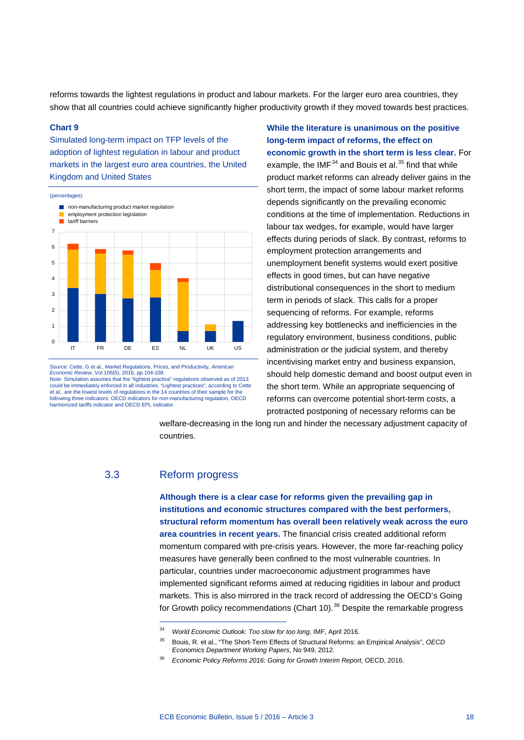reforms towards the lightest regulations in product and labour markets. For the larger euro area countries, they show that all countries could achieve significantly higher productivity growth if they moved towards best practices.

**Chart 9**

Simulated long-term impact on TFP levels of the adoption of lightest regulation in labour and product markets in the largest euro area countries, the United Kingdom and United States

(percentages)

- non-manufacturing product market regulation
- employment protection legislation
- tariff barriers

Source: Cette, G et al., Market Regulations, Prices, and Productivity, *American Economic Review*, Vol.106(5), 2016, pp.104-108.
Note: Simulation assumes that the "lightest practice" regulations observed as of 2013 could be immediately enforced in all industries. "Lightest practices", according to Cette et al., are the lowest levels of regulations in the 14 countries of their sample for the following three indicators: OECD indicators for non-manufacturing regulation, OECD harmonized tariffs indicator and OECD EPL indicator.

**While the literature is unanimous on the positive long-term impact of reforms, the effect on economic growth in the short term is less clear.** For example, the IMF[34] and Bouis et al.[35] find that while product market reforms can already deliver gains in the short term, the impact of some labour market reforms depends significantly on the prevailing economic conditions at the time of implementation. Reductions in labour tax wedges, for example, would have larger effects during periods of slack. By contrast, reforms to employment protection arrangements and unemployment benefit systems would exert positive effects in good times, but can have negative distributional consequences in the short to medium term in periods of slack. This calls for a proper sequencing of reforms. For example, reforms addressing key bottlenecks and inefficiencies in the regulatory environment, business conditions, public administration or the judicial system, and thereby incentivising market entry and business expansion, should help domestic demand and boost output even in the short term. While an appropriate sequencing of reforms can overcome potential short-term costs, a protracted postponing of necessary reforms can be welfare-decreasing in the long run and hinder the necessary adjustment capacity of countries.

## 3.3 Reform progress

**Although there is a clear case for reforms given the prevailing gap in institutions and economic structures compared with the best performers, structural reform momentum has overall been relatively weak across the euro area countries in recent years.** The financial crisis created additional reform momentum compared with pre-crisis years. However, the more far-reaching policy measures have generally been confined to the most vulnerable countries. In particular, countries under macroeconomic adjustment programmes have implemented significant reforms aimed at reducing rigidities in labour and product markets. This is also mirrored in the track record of addressing the OECD's Going for Growth policy recommendations (Chart 10).[36] Despite the remarkable progress

---

[34] *World Economic Outlook: Too slow for too long*, IMF, April 2016.

[35] Bouis, R. et al., "The Short-Term Effects of Structural Reforms: an Empirical Analysis", *OECD Economics Department Working Papers*, No 949, 2012.

[36] *Economic Policy Reforms 2016: Going for Growth Interim Report*, OECD, 2016.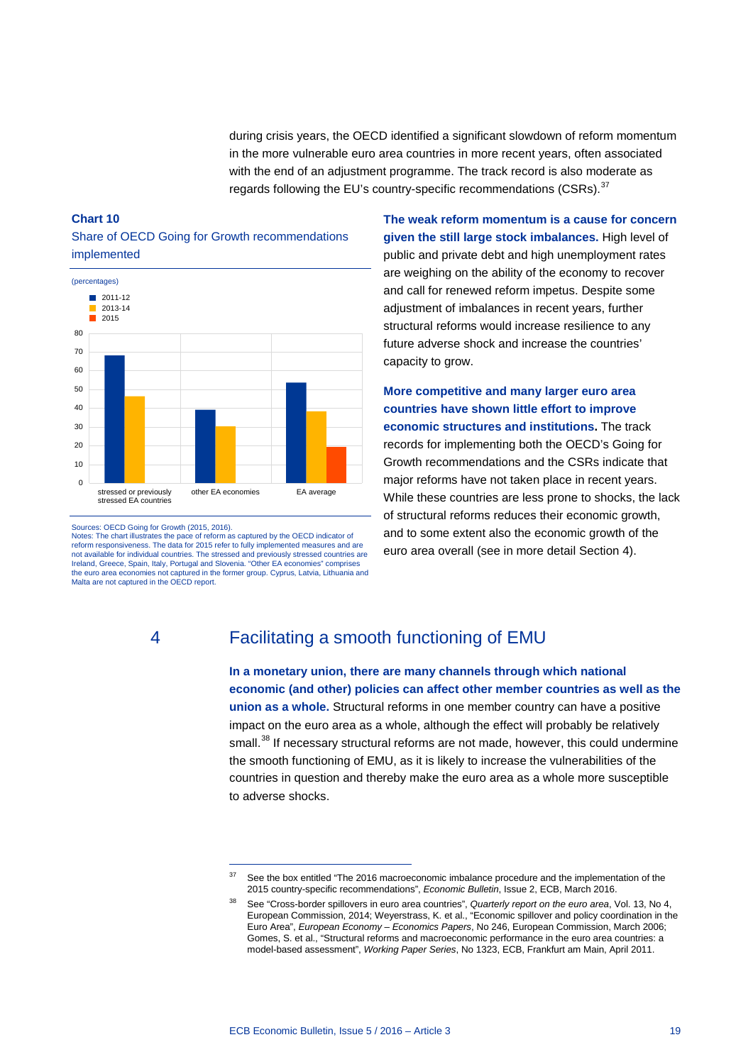during crisis years, the OECD identified a significant slowdown of reform momentum in the more vulnerable euro area countries in more recent years, often associated with the end of an adjustment programme. The track record is also moderate as regards following the EU's country-specific recommendations (CSRs).[37]

**Chart 10**

Share of OECD Going for Growth recommendations implemented

(percentages)

| | 2011-12 | 2013-14 | 2015 |
|---|---|---|---|
| stressed or previously stressed EA countries | 68 | 46 | |
| other EA economies | 39 | 30 | |
| EA average | 53 | 38 | 19 |

Sources: OECD Going for Growth (2015, 2016).
Notes: The chart illustrates the pace of reform as captured by the OECD indicator of reform responsiveness. The data for 2015 refer to fully implemented measures and are not available for individual countries. The stressed and previously stressed countries are Ireland, Greece, Spain, Italy, Portugal and Slovenia. "Other EA economies" comprises the euro area economies not captured in the former group. Cyprus, Latvia, Lithuania and Malta are not captured in the OECD report.

**The weak reform momentum is a cause for concern given the still large stock imbalances.** High level of public and private debt and high unemployment rates are weighing on the ability of the economy to recover and call for renewed reform impetus. Despite some adjustment of imbalances in recent years, further structural reforms would increase resilience to any future adverse shock and increase the countries' capacity to grow.

**More competitive and many larger euro area countries have shown little effort to improve economic structures and institutions.** The track records for implementing both the OECD's Going for Growth recommendations and the CSRs indicate that major reforms have not taken place in recent years. While these countries are less prone to shocks, the lack of structural reforms reduces their economic growth, and to some extent also the economic growth of the euro area overall (see in more detail Section 4).

## 4 Facilitating a smooth functioning of EMU

**In a monetary union, there are many channels through which national economic (and other) policies can affect other member countries as well as the union as a whole.** Structural reforms in one member country can have a positive impact on the euro area as a whole, although the effect will probably be relatively small.[38] If necessary structural reforms are not made, however, this could undermine the smooth functioning of EMU, as it is likely to increase the vulnerabilities of the countries in question and thereby make the euro area as a whole more susceptible to adverse shocks.

---

[37] See the box entitled "The 2016 macroeconomic imbalance procedure and the implementation of the 2015 country-specific recommendations", *Economic Bulletin*, Issue 2, ECB, March 2016.

[38] See "Cross-border spillovers in euro area countries", *Quarterly report on the euro area*, Vol. 13, No 4, European Commission, 2014; Weyerstrass, K. et al., "Economic spillover and policy coordination in the Euro Area", *European Economy – Economics Papers*, No 246, European Commission, March 2006; Gomes, S. et al., "Structural reforms and macroeconomic performance in the euro area countries: a model-based assessment", *Working Paper Series*, No 1323, ECB, Frankfurt am Main, April 2011.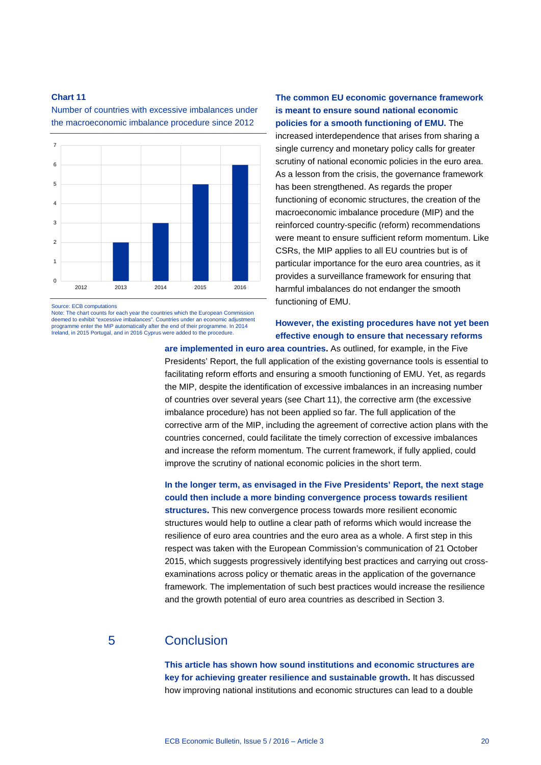**Chart 11**

Number of countries with excessive imbalances under the macroeconomic imbalance procedure since 2012

| Year | Number of countries |
|---|---|
| 2012 | 0 |
| 2013 | 2 |
| 2014 | 3 |
| 2015 | 5 |
| 2016 | 6 |

Source: ECB computations

Note: The chart counts for each year the countries which the European Commission deemed to exhibit "excessive imbalances". Countries under an economic adjustment programme enter the MIP automatically after the end of their programme. In 2014 Ireland, in 2015 Portugal, and in 2016 Cyprus were added to the procedure.

**The common EU economic governance framework is meant to ensure sound national economic policies for a smooth functioning of EMU.** The increased interdependence that arises from sharing a single currency and monetary policy calls for greater scrutiny of national economic policies in the euro area. As a lesson from the crisis, the governance framework has been strengthened. As regards the proper functioning of economic structures, the creation of the macroeconomic imbalance procedure (MIP) and the reinforced country-specific (reform) recommendations were meant to ensure sufficient reform momentum. Like CSRs, the MIP applies to all EU countries but is of particular importance for the euro area countries, as it provides a surveillance framework for ensuring that harmful imbalances do not endanger the smooth functioning of EMU.

**However, the existing procedures have not yet been effective enough to ensure that necessary reforms are implemented in euro area countries.** As outlined, for example, in the Five Presidents' Report, the full application of the existing governance tools is essential to facilitating reform efforts and ensuring a smooth functioning of EMU. Yet, as regards the MIP, despite the identification of excessive imbalances in an increasing number of countries over several years (see Chart 11), the corrective arm (the excessive imbalance procedure) has not been applied so far. The full application of the corrective arm of the MIP, including the agreement of corrective action plans with the countries concerned, could facilitate the timely correction of excessive imbalances and increase the reform momentum. The current framework, if fully applied, could improve the scrutiny of national economic policies in the short term.

**In the longer term, as envisaged in the Five Presidents' Report, the next stage could then include a more binding convergence process towards resilient structures.** This new convergence process towards more resilient economic structures would help to outline a clear path of reforms which would increase the resilience of euro area countries and the euro area as a whole. A first step in this respect was taken with the European Commission's communication of 21 October 2015, which suggests progressively identifying best practices and carrying out cross-examinations across policy or thematic areas in the application of the governance framework. The implementation of such best practices would increase the resilience and the growth potential of euro area countries as described in Section 3.

## 5 Conclusion

**This article has shown how sound institutions and economic structures are key for achieving greater resilience and sustainable growth.** It has discussed how improving national institutions and economic structures can lead to a double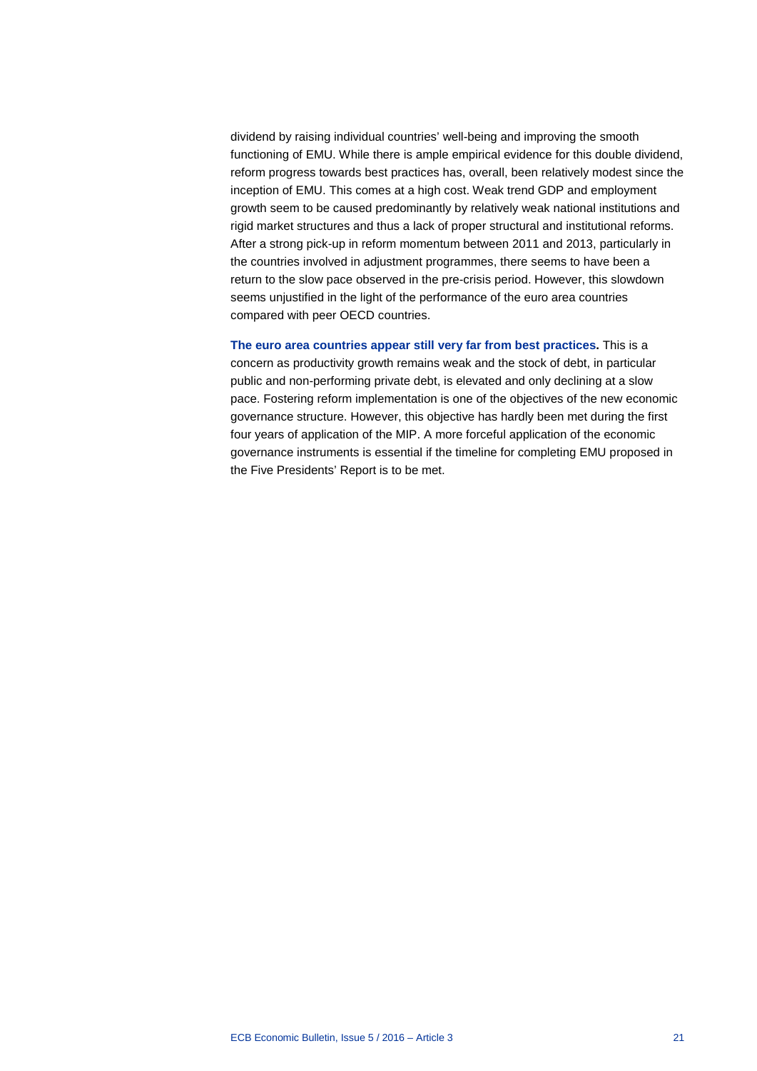dividend by raising individual countries' well-being and improving the smooth functioning of EMU. While there is ample empirical evidence for this double dividend, reform progress towards best practices has, overall, been relatively modest since the inception of EMU. This comes at a high cost. Weak trend GDP and employment growth seem to be caused predominantly by relatively weak national institutions and rigid market structures and thus a lack of proper structural and institutional reforms. After a strong pick-up in reform momentum between 2011 and 2013, particularly in the countries involved in adjustment programmes, there seems to have been a return to the slow pace observed in the pre-crisis period. However, this slowdown seems unjustified in the light of the performance of the euro area countries compared with peer OECD countries.

**The euro area countries appear still very far from best practices.** This is a concern as productivity growth remains weak and the stock of debt, in particular public and non-performing private debt, is elevated and only declining at a slow pace. Fostering reform implementation is one of the objectives of the new economic governance structure. However, this objective has hardly been met during the first four years of application of the MIP. A more forceful application of the economic governance instruments is essential if the timeline for completing EMU proposed in the Five Presidents' Report is to be met.